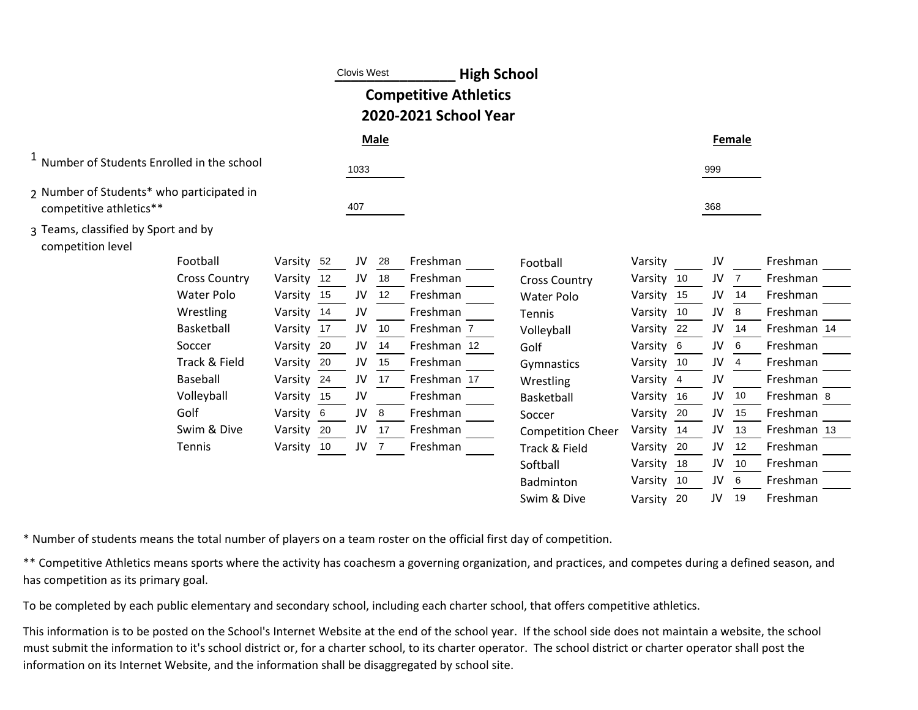# Clovis West High School

## Competitive Athletics

## 2020-2021 School Year

| | Male | Female |
|---|---|---|
| 1 Number of Students Enrolled in the school | 1033 | 999 |
| 2 Number of Students* who participated in competitive athletics** | 407 | 368 |

3 Teams, classified by Sport and by competition level

**Male**

| Sport | Varsity | JV | Freshman |
|---|---|---|---|
| Football | 52 | 28 | |
| Cross Country | 12 | 18 | |
| Water Polo | 15 | 12 | |
| Wrestling | 14 | | |
| Basketball | 17 | 10 | 7 |
| Soccer | 20 | 14 | 12 |
| Track & Field | 20 | 15 | |
| Baseball | 24 | 17 | 17 |
| Volleyball | 15 | | |
| Golf | 6 | 8 | |
| Swim & Dive | 20 | 17 | |
| Tennis | 10 | 7 | |

**Female**

| Sport | Varsity | JV | Freshman |
|---|---|---|---|
| Football | | | |
| Cross Country | 10 | 7 | |
| Water Polo | 15 | 14 | |
| Tennis | 10 | 8 | |
| Volleyball | 22 | 14 | 14 |
| Golf | 6 | 6 | |
| Gymnastics | 10 | 4 | |
| Wrestling | 4 | | |
| Basketball | 16 | 10 | 8 |
| Soccer | 20 | 15 | |
| Competition Cheer | 14 | 13 | 13 |
| Track & Field | 20 | 12 | |
| Softball | 18 | 10 | |
| Badminton | 10 | 6 | |
| Swim & Dive | 20 | 19 | |

* Number of students means the total number of players on a team roster on the official first day of competition.

** Competitive Athletics means sports where the activity has coachesm a governing organization, and practices, and competes during a defined season, and has competition as its primary goal.

To be completed by each public elementary and secondary school, including each charter school, that offers competitive athletics.

This information is to be posted on the School's Internet Website at the end of the school year. If the school side does not maintain a website, the school must submit the information to it's school district or, for a charter school, to its charter operator. The school district or charter operator shall post the information on its Internet Website, and the information shall be disaggregated by school site.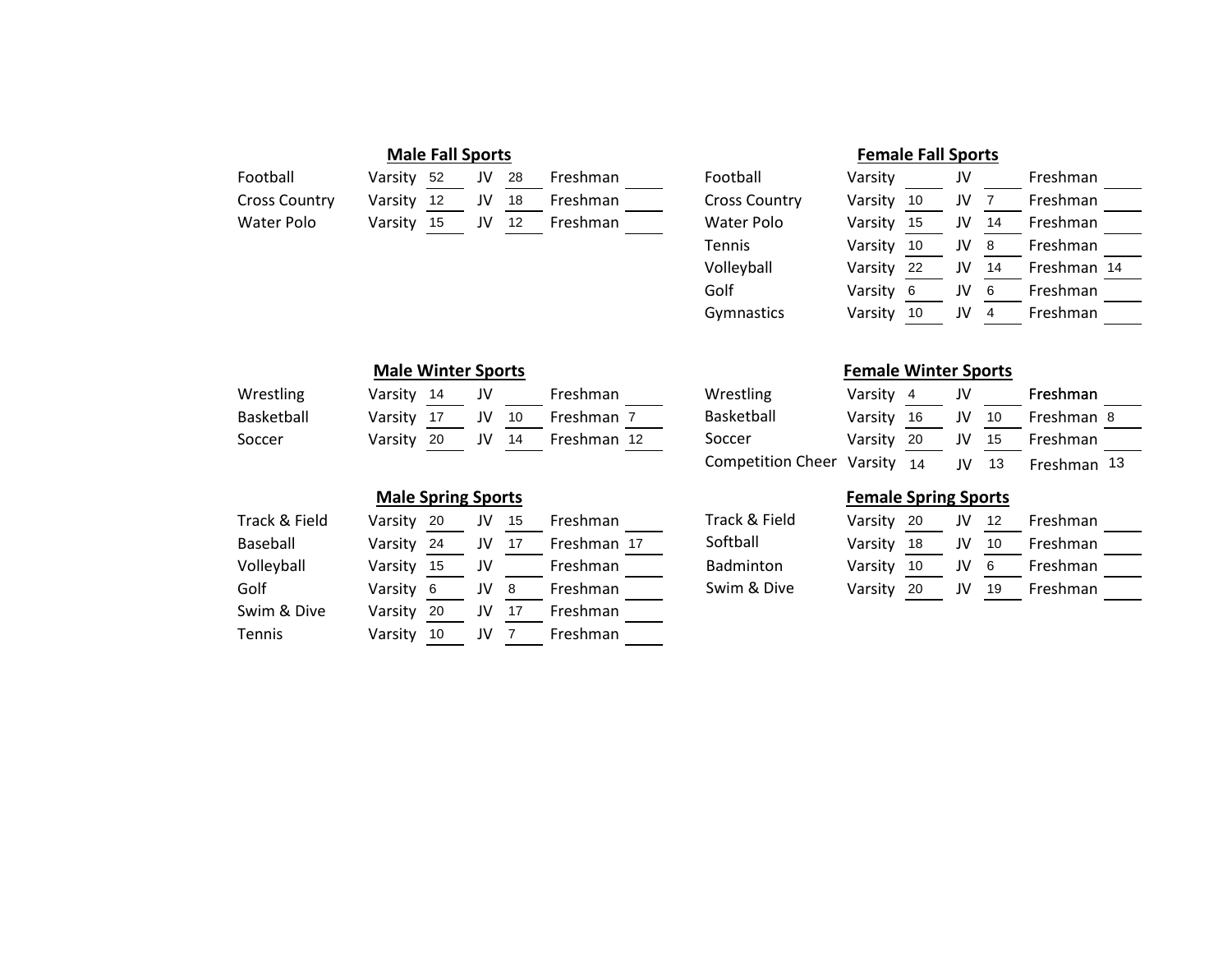## Male Fall Sports

| | Varsity | JV | Freshman |
|---|---|---|---|
| Football | 52 | 28 | |
| Cross Country | 12 | 18 | |
| Water Polo | 15 | 12 | |

## Female Fall Sports

| | Varsity | JV | Freshman |
|---|---|---|---|
| Football | | | |
| Cross Country | 10 | 7 | |
| Water Polo | 15 | 14 | |
| Tennis | 10 | 8 | |
| Volleyball | 22 | 14 | 14 |
| Golf | 6 | 6 | |
| Gymnastics | 10 | 4 | |

## Male Winter Sports

| | Varsity | JV | Freshman |
|---|---|---|---|
| Wrestling | 14 | | |
| Basketball | 17 | 10 | 7 |
| Soccer | 20 | 14 | 12 |

## Female Winter Sports

| | Varsity | JV | Freshman |
|---|---|---|---|
| Wrestling | 4 | | |
| Basketball | 16 | 10 | 8 |
| Soccer | 20 | 15 | |
| Competition Cheer | 14 | 13 | 13 |

## Male Spring Sports

| | Varsity | JV | Freshman |
|---|---|---|---|
| Track & Field | 20 | 15 | |
| Baseball | 24 | 17 | 17 |
| Volleyball | 15 | | |
| Golf | 6 | 8 | |
| Swim & Dive | 20 | 17 | |
| Tennis | 10 | 7 | |

## Female Spring Sports

| | Varsity | JV | Freshman |
|---|---|---|---|
| Track & Field | 20 | 12 | |
| Softball | 18 | 10 | |
| Badminton | 10 | 6 | |
| Swim & Dive | 20 | 19 | |